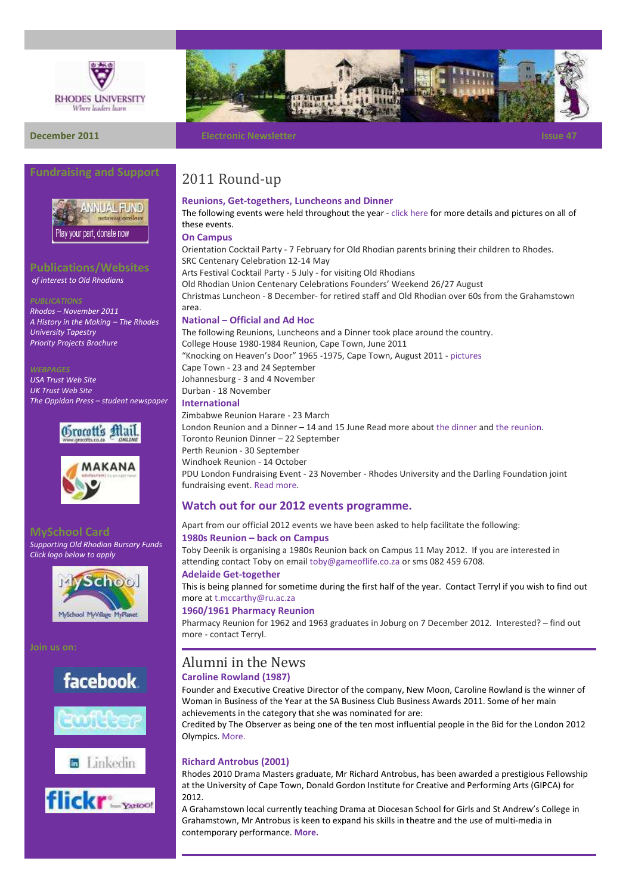RHODES UNIVERSITY
*Where leaders learn*

December 2011 | Electronic Newsletter | Issue 47

## Fundraising and Support

ANNUAL FUND
Play your part, donate now

## Publications/Websites

*of interest to Old Rhodians*

*PUBLICATIONS*

*Rhodos – November 2011*
*A History in the Making – The Rhodes University Tapestry*
*Priority Projects Brochure*

*WEBPAGES*

*USA Trust Web Site*
*UK Trust Web Site*
*The Oppidan Press – student newspaper*

## MySchool Card

*Supporting Old Rhodian Bursary Funds*
*Click logo below to apply*

Join us on:

# 2011 Round-up

### Reunions, Get-togethers, Luncheons and Dinner

The following events were held throughout the year - click here for more details and pictures on all of these events.

### On Campus

Orientation Cocktail Party - 7 February for Old Rhodian parents brining their children to Rhodes.
SRC Centenary Celebration 12-14 May
Arts Festival Cocktail Party - 5 July - for visiting Old Rhodians
Old Rhodian Union Centenary Celebrations Founders' Weekend 26/27 August
Christmas Luncheon - 8 December- for retired staff and Old Rhodian over 60s from the Grahamstown area.

### National – Official and Ad Hoc

The following Reunions, Luncheons and a Dinner took place around the country.
College House 1980-1984 Reunion, Cape Town, June 2011
"Knocking on Heaven's Door" 1965 -1975, Cape Town, August 2011 - pictures
Cape Town - 23 and 24 September
Johannesburg - 3 and 4 November
Durban - 18 November

### International

Zimbabwe Reunion Harare - 23 March
London Reunion and a Dinner – 14 and 15 June Read more about the dinner and the reunion.
Toronto Reunion Dinner – 22 September
Perth Reunion - 30 September
Windhoek Reunion - 14 October
PDU London Fundraising Event - 23 November - Rhodes University and the Darling Foundation joint fundraising event. Read more.

## Watch out for our 2012 events programme.

Apart from our official 2012 events we have been asked to help facilitate the following:

### 1980s Reunion – back on Campus

Toby Deenik is organising a 1980s Reunion back on Campus 11 May 2012. If you are interested in attending contact Toby on email toby@gameoflife.co.za or sms 082 459 6708.

### Adelaide Get-together

This is being planned for sometime during the first half of the year. Contact Terryl if you wish to find out more at t.mccarthy@ru.ac.za

### 1960/1961 Pharmacy Reunion

Pharmacy Reunion for 1962 and 1963 graduates in Joburg on 7 December 2012. Interested? – find out more - contact Terryl.

# Alumni in the News

### Caroline Rowland (1987)

Founder and Executive Creative Director of the company, New Moon, Caroline Rowland is the winner of Woman in Business of the Year at the SA Business Club Business Awards 2011. Some of her main achievements in the category that she was nominated for are:
Credited by The Observer as being one of the ten most influential people in the Bid for the London 2012 Olympics. More.

### Richard Antrobus (2001)

Rhodes 2010 Drama Masters graduate, Mr Richard Antrobus, has been awarded a prestigious Fellowship at the University of Cape Town, Donald Gordon Institute for Creative and Performing Arts (GIPCA) for 2012.
A Grahamstown local currently teaching Drama at Diocesan School for Girls and St Andrew's College in Grahamstown, Mr Antrobus is keen to expand his skills in theatre and the use of multi-media in contemporary performance. **More.**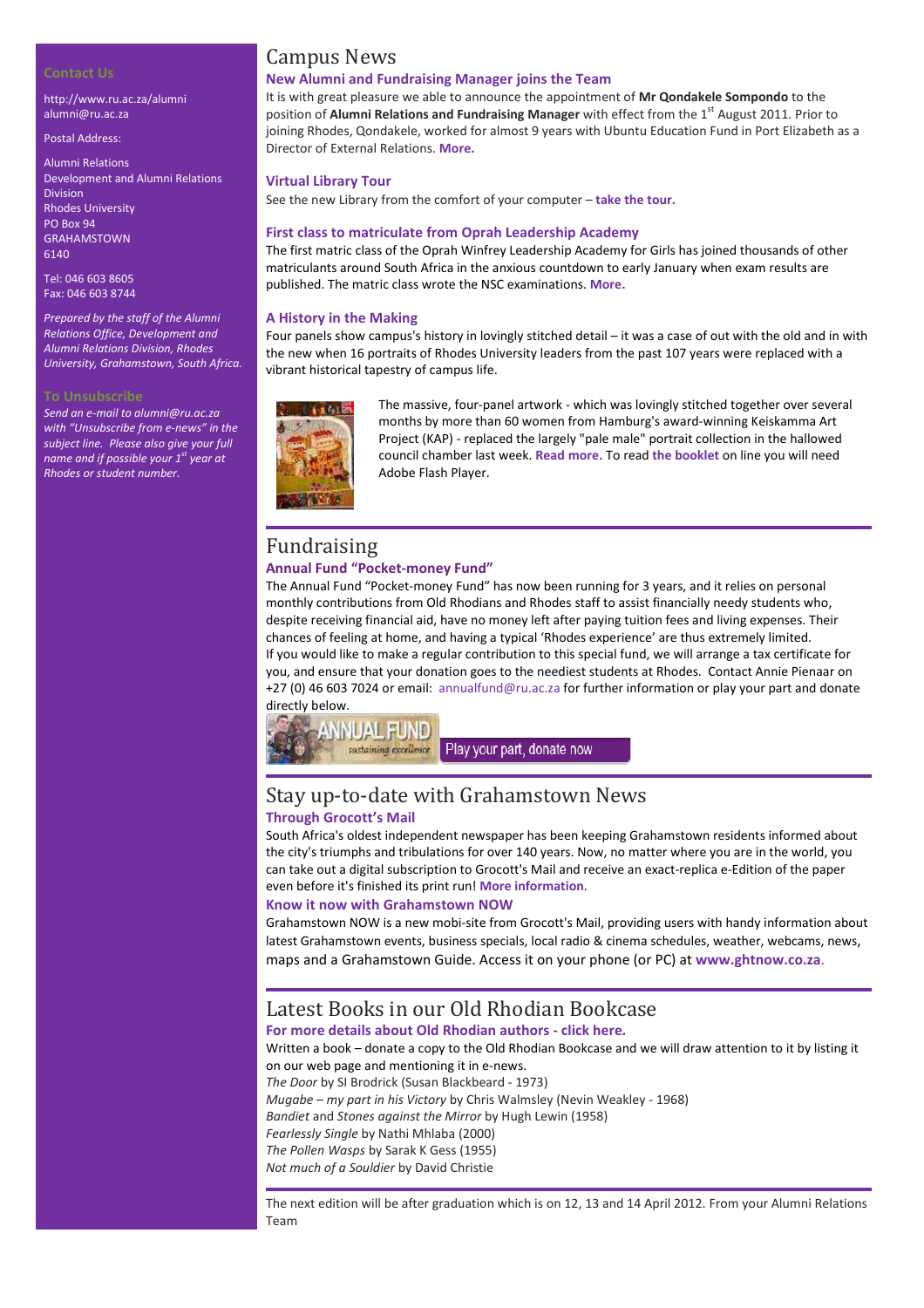### Contact Us

http://www.ru.ac.za/alumni
alumni@ru.ac.za

Postal Address:

Alumni Relations
Development and Alumni Relations Division
Rhodes University
PO Box 94
GRAHAMSTOWN
6140

Tel: 046 603 8605
Fax: 046 603 8744

*Prepared by the staff of the Alumni Relations Office, Development and Alumni Relations Division, Rhodes University, Grahamstown, South Africa.*

### To Unsubscribe

*Send an e-mail to alumni@ru.ac.za with "Unsubscribe from e-news" in the subject line. Please also give your full name and if possible your 1st year at Rhodes or student number.*

# Campus News

### New Alumni and Fundraising Manager joins the Team

It is with great pleasure we able to announce the appointment of **Mr Qondakele Sompondo** to the position of **Alumni Relations and Fundraising Manager** with effect from the 1st August 2011. Prior to joining Rhodes, Qondakele, worked for almost 9 years with Ubuntu Education Fund in Port Elizabeth as a Director of External Relations. **More.**

### Virtual Library Tour

See the new Library from the comfort of your computer – **take the tour.**

### First class to matriculate from Oprah Leadership Academy

The first matric class of the Oprah Winfrey Leadership Academy for Girls has joined thousands of other matriculants around South Africa in the anxious countdown to early January when exam results are published. The matric class wrote the NSC examinations. **More.**

### A History in the Making

Four panels show campus's history in lovingly stitched detail – it was a case of out with the old and in with the new when 16 portraits of Rhodes University leaders from the past 107 years were replaced with a vibrant historical tapestry of campus life.

The massive, four-panel artwork - which was lovingly stitched together over several months by more than 60 women from Hamburg's award-winning Keiskamma Art Project (KAP) - replaced the largely "pale male" portrait collection in the hallowed council chamber last week. **Read more.** To read **the booklet** on line you will need Adobe Flash Player.

# Fundraising

### Annual Fund "Pocket-money Fund"

The Annual Fund "Pocket-money Fund" has now been running for 3 years, and it relies on personal monthly contributions from Old Rhodians and Rhodes staff to assist financially needy students who, despite receiving financial aid, have no money left after paying tuition fees and living expenses. Their chances of feeling at home, and having a typical 'Rhodes experience' are thus extremely limited.
If you would like to make a regular contribution to this special fund, we will arrange a tax certificate for you, and ensure that your donation goes to the neediest students at Rhodes. Contact Annie Pienaar on +27 (0) 46 603 7024 or email: annualfund@ru.ac.za for further information or play your part and donate directly below.

ANNUAL FUND sustaining excellence

Play your part, donate now

# Stay up-to-date with Grahamstown News

### Through Grocott's Mail

South Africa's oldest independent newspaper has been keeping Grahamstown residents informed about the city's triumphs and tribulations for over 140 years. Now, no matter where you are in the world, you can take out a digital subscription to Grocott's Mail and receive an exact-replica e-Edition of the paper even before it's finished its print run! **More information**.

### Know it now with Grahamstown NOW

Grahamstown NOW is a new mobi-site from Grocott's Mail, providing users with handy information about latest Grahamstown events, business specials, local radio & cinema schedules, weather, webcams, news, maps and a Grahamstown Guide. Access it on your phone (or PC) at **www.ghtnow.co.za**.

# Latest Books in our Old Rhodian Bookcase

### For more details about Old Rhodian authors - click here.

Written a book – donate a copy to the Old Rhodian Bookcase and we will draw attention to it by listing it on our web page and mentioning it in e-news.

*The Door* by SI Brodrick (Susan Blackbeard - 1973)
*Mugabe – my part in his Victory* by Chris Walmsley (Nevin Weakley - 1968)
*Bandiet* and *Stones against the Mirror* by Hugh Lewin (1958)
*Fearlessly Single* by Nathi Mhlaba (2000)
*The Pollen Wasps* by Sarak K Gess (1955)
*Not much of a Souldier* by David Christie

The next edition will be after graduation which is on 12, 13 and 14 April 2012. From your Alumni Relations Team